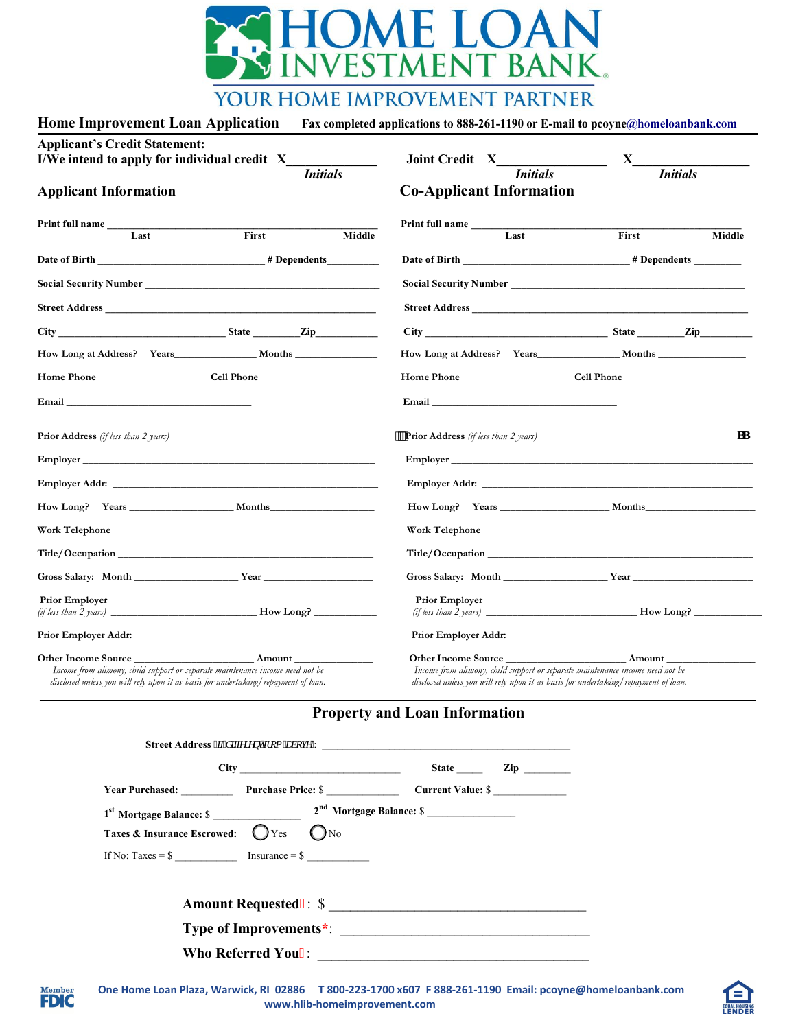# HOME LOAN INVESTMENT BANK

YOUR HOME IMPROVEMENT PARTNER

**Home Improvement Loan Application** **Fax completed applications to 888-261-1190 or E-mail to pcoyne@homeloanbank.com**

**Applicant's Credit Statement:**

**I/We intend to apply for individual credit X____________**
*Initials*

**Joint Credit X______________ X______________**
*Initials* *Initials*

## Applicant Information

Print full name ______________________________________________
Last First Middle

Date of Birth ____________________________ # Dependents__________

Social Security Number ______________________________________

Street Address ______________________________________________

City __________________________ State ________ Zip___________

How Long at Address? Years_______________ Months _____________

Home Phone ____________________ Cell Phone____________________

Email _________________________________

Prior Address *(if less than 2 years)* ____________________________

Employer ___________________________________________________

Employer Addr: ______________________________________________

How Long? Years __________________ Months__________________

Work Telephone ______________________________________________

Title/Occupation ____________________________________________

Gross Salary: Month __________________ Year ___________________

Prior Employer
*(if less than 2 years)* __________________________ How Long? ___________

Prior Employer Addr: _________________________________________

Other Income Source _____________________ Amount ______________
*Income from alimony, child support or separate maintenance income need not be disclosed unless you will rely upon it as basis for undertaking/repayment of loan.*

## Co-Applicant Information

Print full name ______________________________________________
Last First Middle

Date of Birth ____________________________ # Dependents ________

Social Security Number ______________________________________

Street Address ______________________________________________

City ________________________________ State ________ Zip_________

How Long at Address? Years_______________ Months _____________

Home Phone ____________________ Cell Phone______________________

Email _________________________________

Prior Address *(if less than 2 years)* ____________________________

Employer ___________________________________________________

Employer Addr: ______________________________________________

How Long? Years __________________ Months__________________

Work Telephone ______________________________________________

Title/Occupation ____________________________________________

Gross Salary: Month __________________ Year ___________________

Prior Employer
*(if less than 2 years)* __________________________ How Long? ___________

Prior Employer Addr: _________________________________________

Other Income Source _____________________ Amount ______________
*Income from alimony, child support or separate maintenance income need not be disclosed unless you will rely upon it as basis for undertaking/repayment of loan.*

## Property and Loan Information

Street Address (if different from above): ___________________________________________

City _______________________________ State _____ Zip ________

Year Purchased: __________ Purchase Price: $ _____________ Current Value: $ _____________

1st Mortgage Balance: $ ______________ 2nd Mortgage Balance: $ ______________

Taxes & Insurance Escrowed: ◯ Yes ◯ No

If No: Taxes = $ ___________ Insurance = $ ___________

**Amount Requested*: $ ____________________________________**

**Type of Improvements*: ____________________________________**

**Who Referred You*: ____________________________________**

Member FDIC

One Home Loan Plaza, Warwick, RI 02886 T 800-223-1700 x607 F 888-261-1190 Email: pcoyne@homeloanbank.com
www.hlib-homeimprovement.com

EQUAL HOUSING LENDER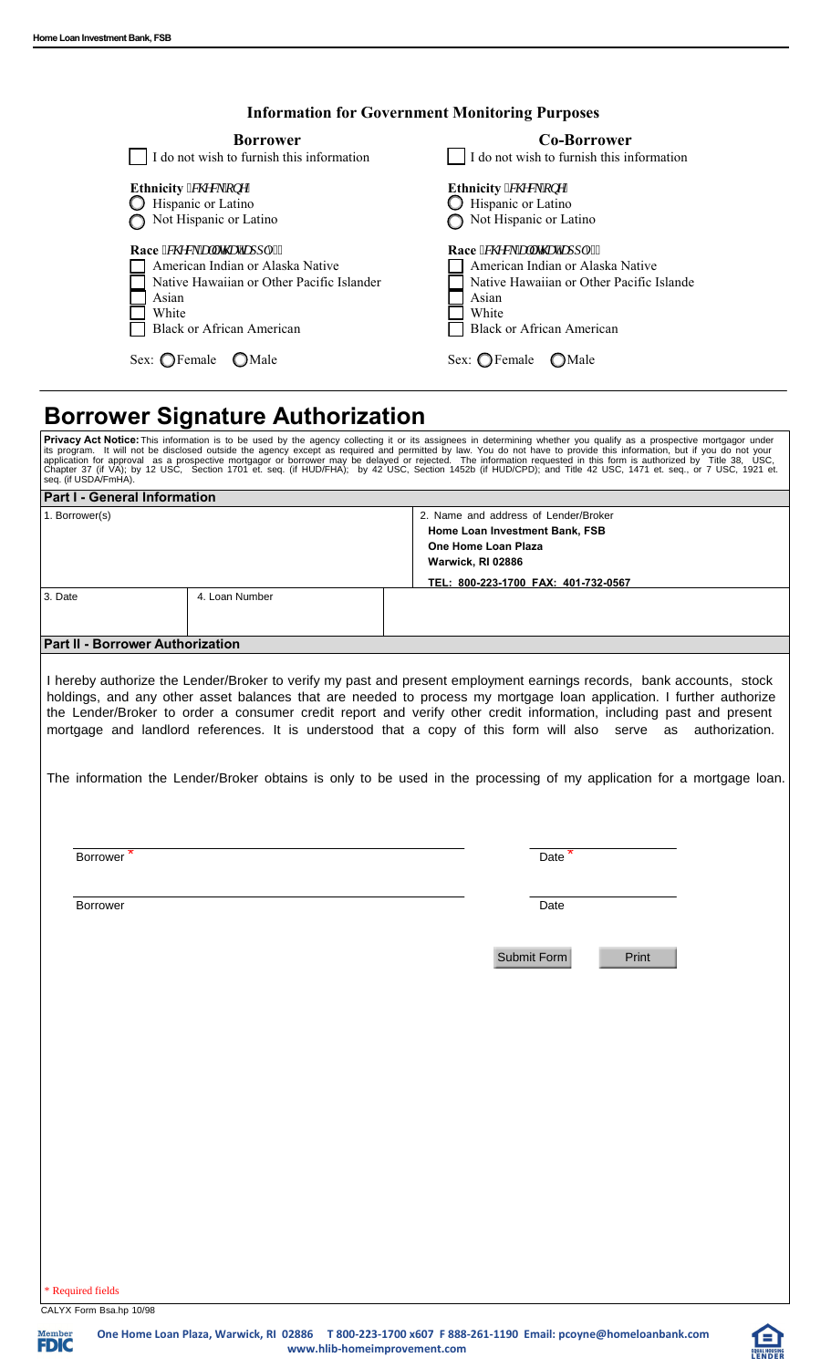## Information for Government Monitoring Purposes

| Borrower | Co-Borrower |
|---|---|
| ☐ I do not wish to furnish this information | ☐ I do not wish to furnish this information |
| **Ethnicity** (Select one) | **Ethnicity** (Select one) |
| ○ Hispanic or Latino | ○ Hispanic or Latino |
| ○ Not Hispanic or Latino | ○ Not Hispanic or Latino |
| **Race** (Select all that apply) | **Race** (Select all that apply) |
| ☐ American Indian or Alaska Native | ☐ American Indian or Alaska Native |
| ☐ Native Hawaiian or Other Pacific Islander | ☐ Native Hawaiian or Other Pacific Islande |
| ☐ Asian | ☐ Asian |
| ☐ White | ☐ White |
| ☐ Black or African American | ☐ Black or African American |
| Sex: ○ Female ○ Male | Sex: ○ Female ○ Male |

# Borrower Signature Authorization

**Privacy Act Notice:** This information is to be used by the agency collecting it or its assignees in determining whether you qualify as a prospective mortgagor under its program. It will not be disclosed outside the agency except as required and permitted by law. You do not have to provide this information, but if you do not your application for approval as a prospective mortgagor or borrower may be delayed or rejected. The information requested in this form is authorized by Title 38, USC, Chapter 37 (if VA); by 12 USC, Section 1701 et. seq. (if HUD/FHA); by 42 USC, Section 1452b (if HUD/CPD); and Title 42 USC, 1471 et. seq., or 7 USC, 1921 et. seq. (if USDA/FmHA).

### Part I - General Information

| | | |
|---|---|---|
| 1. Borrower(s) | | 2. Name and address of Lender/Broker<br>**Home Loan Investment Bank, FSB**<br>**One Home Loan Plaza**<br>**Warwick, RI 02886**<br>**TEL: 800-223-1700 FAX: 401-732-0567** |
| 3. Date | 4. Loan Number | |

### Part II - Borrower Authorization

I hereby authorize the Lender/Broker to verify my past and present employment earnings records, bank accounts, stock holdings, and any other asset balances that are needed to process my mortgage loan application. I further authorize the Lender/Broker to order a consumer credit report and verify other credit information, including past and present mortgage and landlord references. It is understood that a copy of this form will also serve as authorization.

The information the Lender/Broker obtains is only to be used in the processing of my application for a mortgage loan.

Borrower * ____________________ Date * __________

Borrower ____________________ Date __________

Submit Form Print

* Required fields

CALYX Form Bsa.hp 10/98

One Home Loan Plaza, Warwick, RI 02886 T 800-223-1700 x607 F 888-261-1190 Email: pcoyne@homeloanbank.com
www.hlib-homeimprovement.com